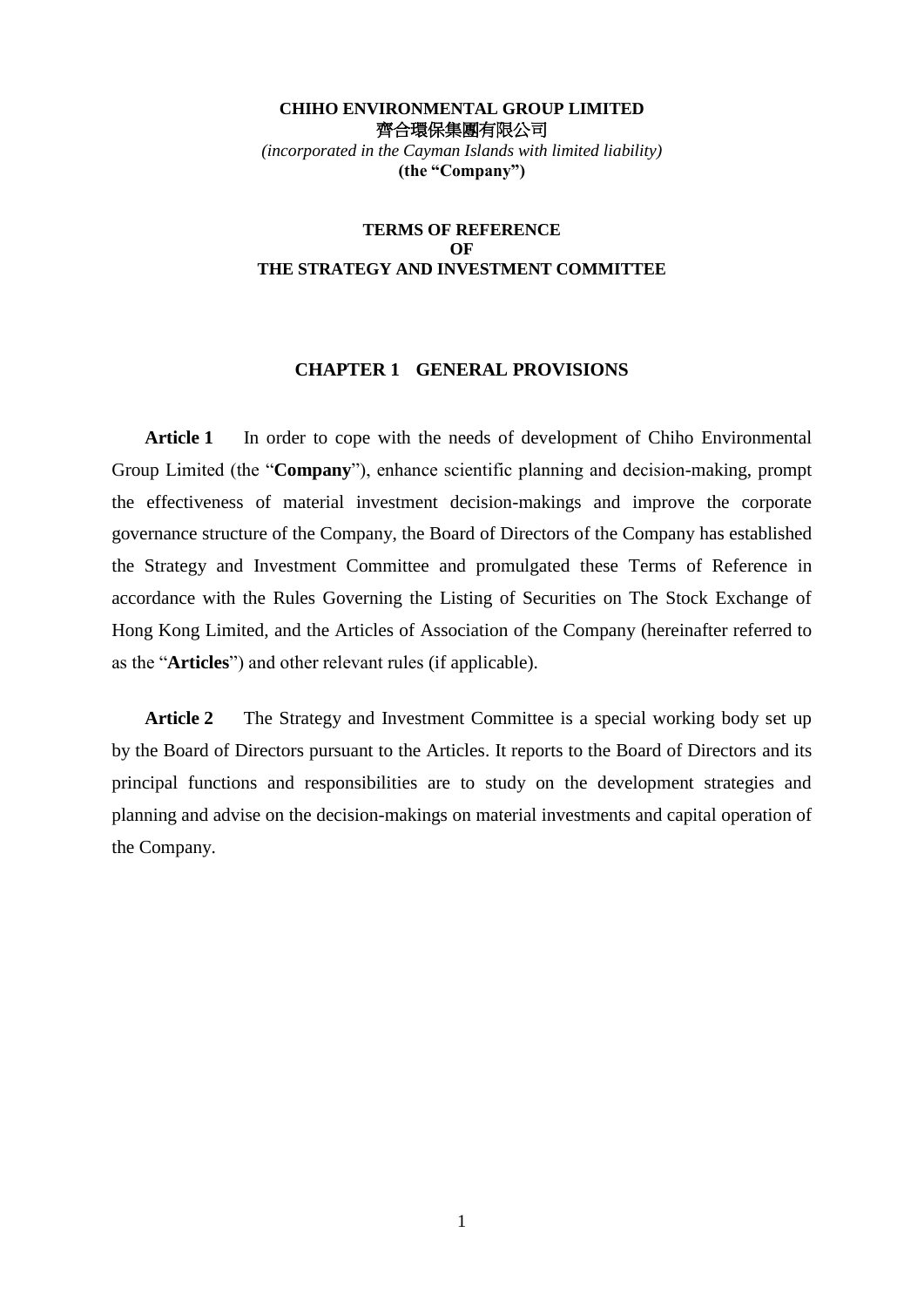**CHIHO ENVIRONMENTAL GROUP LIMITED**
**齊合環保集團有限公司**
*(incorporated in the Cayman Islands with limited liability)*
**(the "Company")**

# TERMS OF REFERENCE OF THE STRATEGY AND INVESTMENT COMMITTEE

## CHAPTER 1 GENERAL PROVISIONS

**Article 1** In order to cope with the needs of development of Chiho Environmental Group Limited (the "**Company**"), enhance scientific planning and decision-making, prompt the effectiveness of material investment decision-makings and improve the corporate governance structure of the Company, the Board of Directors of the Company has established the Strategy and Investment Committee and promulgated these Terms of Reference in accordance with the Rules Governing the Listing of Securities on The Stock Exchange of Hong Kong Limited, and the Articles of Association of the Company (hereinafter referred to as the "**Articles**") and other relevant rules (if applicable).

**Article 2** The Strategy and Investment Committee is a special working body set up by the Board of Directors pursuant to the Articles. It reports to the Board of Directors and its principal functions and responsibilities are to study on the development strategies and planning and advise on the decision-makings on material investments and capital operation of the Company.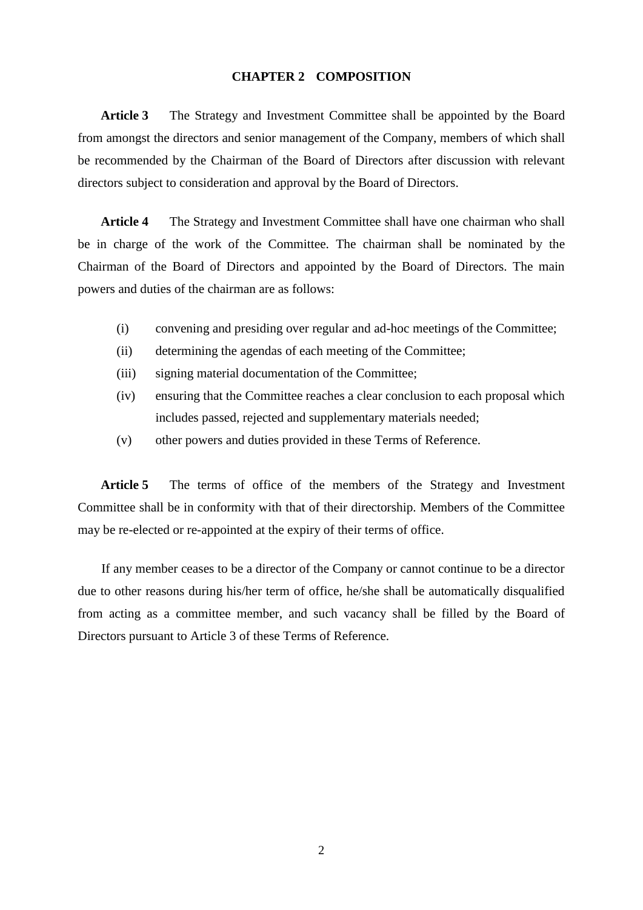## CHAPTER 2 COMPOSITION

**Article 3** The Strategy and Investment Committee shall be appointed by the Board from amongst the directors and senior management of the Company, members of which shall be recommended by the Chairman of the Board of Directors after discussion with relevant directors subject to consideration and approval by the Board of Directors.

**Article 4** The Strategy and Investment Committee shall have one chairman who shall be in charge of the work of the Committee. The chairman shall be nominated by the Chairman of the Board of Directors and appointed by the Board of Directors. The main powers and duties of the chairman are as follows:

(i) convening and presiding over regular and ad-hoc meetings of the Committee;

(ii) determining the agendas of each meeting of the Committee;

(iii) signing material documentation of the Committee;

(iv) ensuring that the Committee reaches a clear conclusion to each proposal which includes passed, rejected and supplementary materials needed;

(v) other powers and duties provided in these Terms of Reference.

**Article 5** The terms of office of the members of the Strategy and Investment Committee shall be in conformity with that of their directorship. Members of the Committee may be re-elected or re-appointed at the expiry of their terms of office.

If any member ceases to be a director of the Company or cannot continue to be a director due to other reasons during his/her term of office, he/she shall be automatically disqualified from acting as a committee member, and such vacancy shall be filled by the Board of Directors pursuant to Article 3 of these Terms of Reference.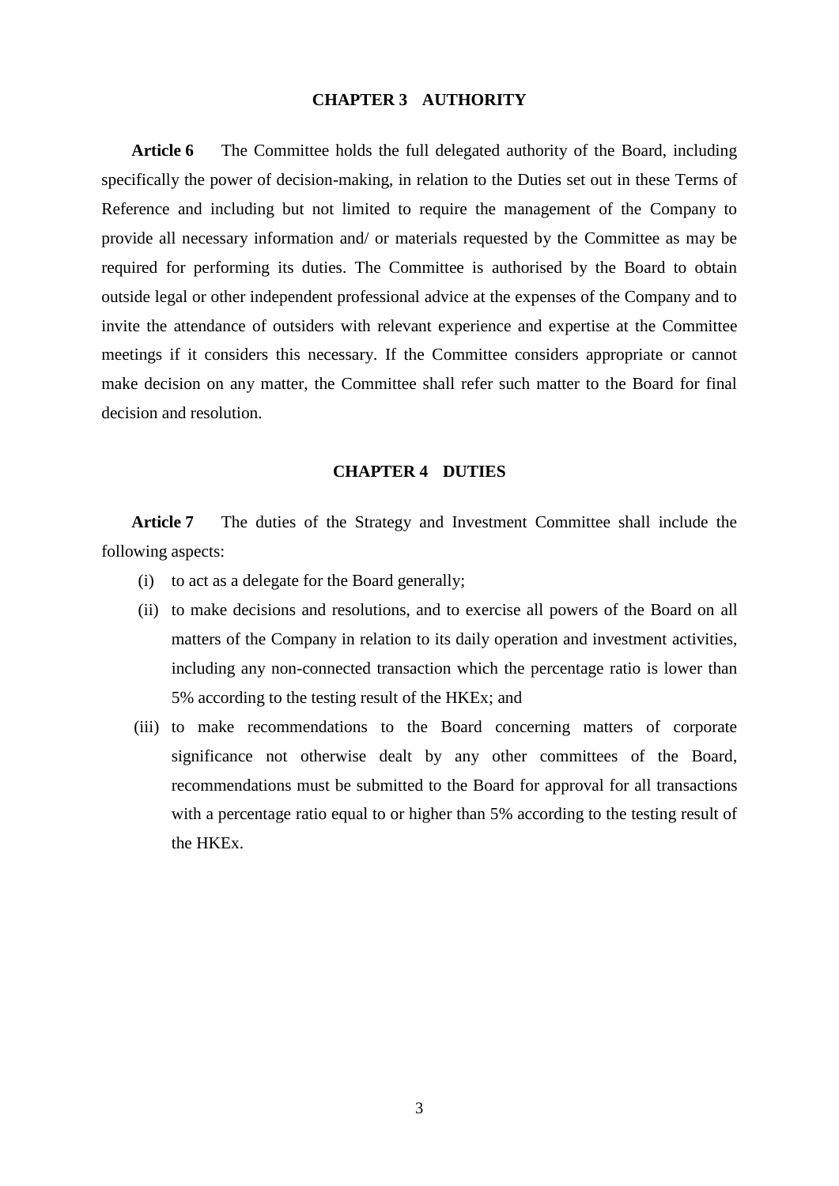## CHAPTER 3 AUTHORITY

**Article 6** The Committee holds the full delegated authority of the Board, including specifically the power of decision-making, in relation to the Duties set out in these Terms of Reference and including but not limited to require the management of the Company to provide all necessary information and/ or materials requested by the Committee as may be required for performing its duties. The Committee is authorised by the Board to obtain outside legal or other independent professional advice at the expenses of the Company and to invite the attendance of outsiders with relevant experience and expertise at the Committee meetings if it considers this necessary. If the Committee considers appropriate or cannot make decision on any matter, the Committee shall refer such matter to the Board for final decision and resolution.

## CHAPTER 4 DUTIES

**Article 7** The duties of the Strategy and Investment Committee shall include the following aspects:

(i) to act as a delegate for the Board generally;

(ii) to make decisions and resolutions, and to exercise all powers of the Board on all matters of the Company in relation to its daily operation and investment activities, including any non-connected transaction which the percentage ratio is lower than 5% according to the testing result of the HKEx; and

(iii) to make recommendations to the Board concerning matters of corporate significance not otherwise dealt by any other committees of the Board, recommendations must be submitted to the Board for approval for all transactions with a percentage ratio equal to or higher than 5% according to the testing result of the HKEx.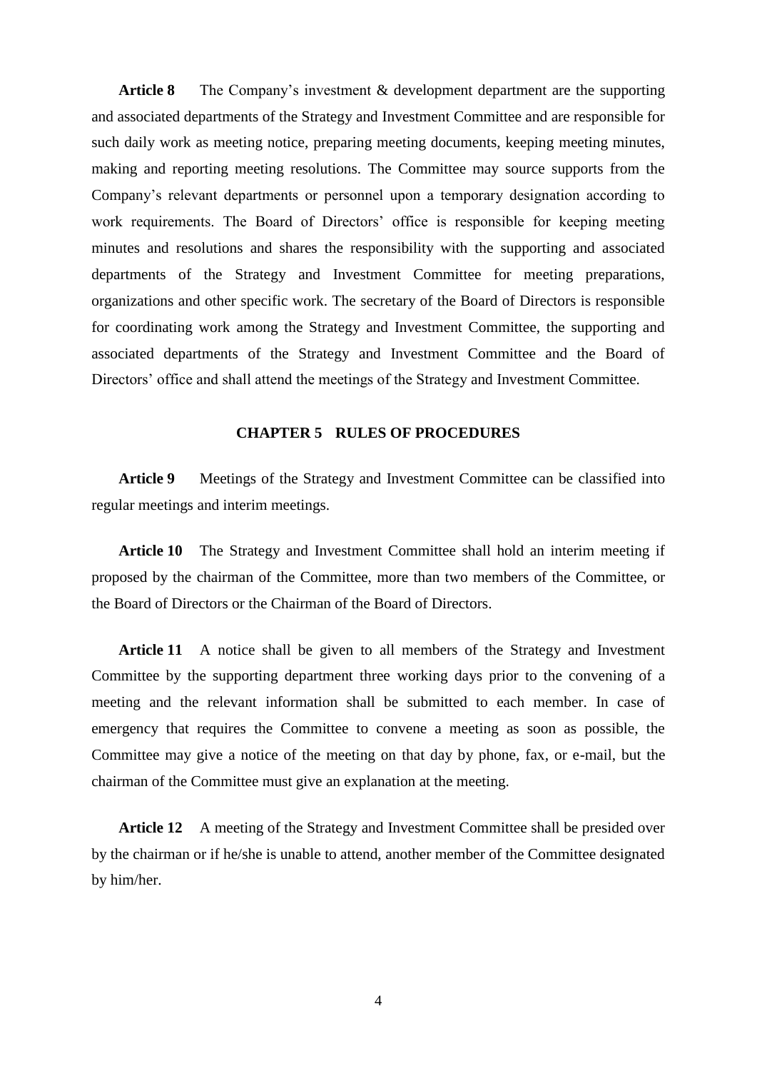**Article 8** The Company's investment & development department are the supporting and associated departments of the Strategy and Investment Committee and are responsible for such daily work as meeting notice, preparing meeting documents, keeping meeting minutes, making and reporting meeting resolutions. The Committee may source supports from the Company's relevant departments or personnel upon a temporary designation according to work requirements. The Board of Directors' office is responsible for keeping meeting minutes and resolutions and shares the responsibility with the supporting and associated departments of the Strategy and Investment Committee for meeting preparations, organizations and other specific work. The secretary of the Board of Directors is responsible for coordinating work among the Strategy and Investment Committee, the supporting and associated departments of the Strategy and Investment Committee and the Board of Directors' office and shall attend the meetings of the Strategy and Investment Committee.

## CHAPTER 5 RULES OF PROCEDURES

**Article 9** Meetings of the Strategy and Investment Committee can be classified into regular meetings and interim meetings.

**Article 10** The Strategy and Investment Committee shall hold an interim meeting if proposed by the chairman of the Committee, more than two members of the Committee, or the Board of Directors or the Chairman of the Board of Directors.

**Article 11** A notice shall be given to all members of the Strategy and Investment Committee by the supporting department three working days prior to the convening of a meeting and the relevant information shall be submitted to each member. In case of emergency that requires the Committee to convene a meeting as soon as possible, the Committee may give a notice of the meeting on that day by phone, fax, or e-mail, but the chairman of the Committee must give an explanation at the meeting.

**Article 12** A meeting of the Strategy and Investment Committee shall be presided over by the chairman or if he/she is unable to attend, another member of the Committee designated by him/her.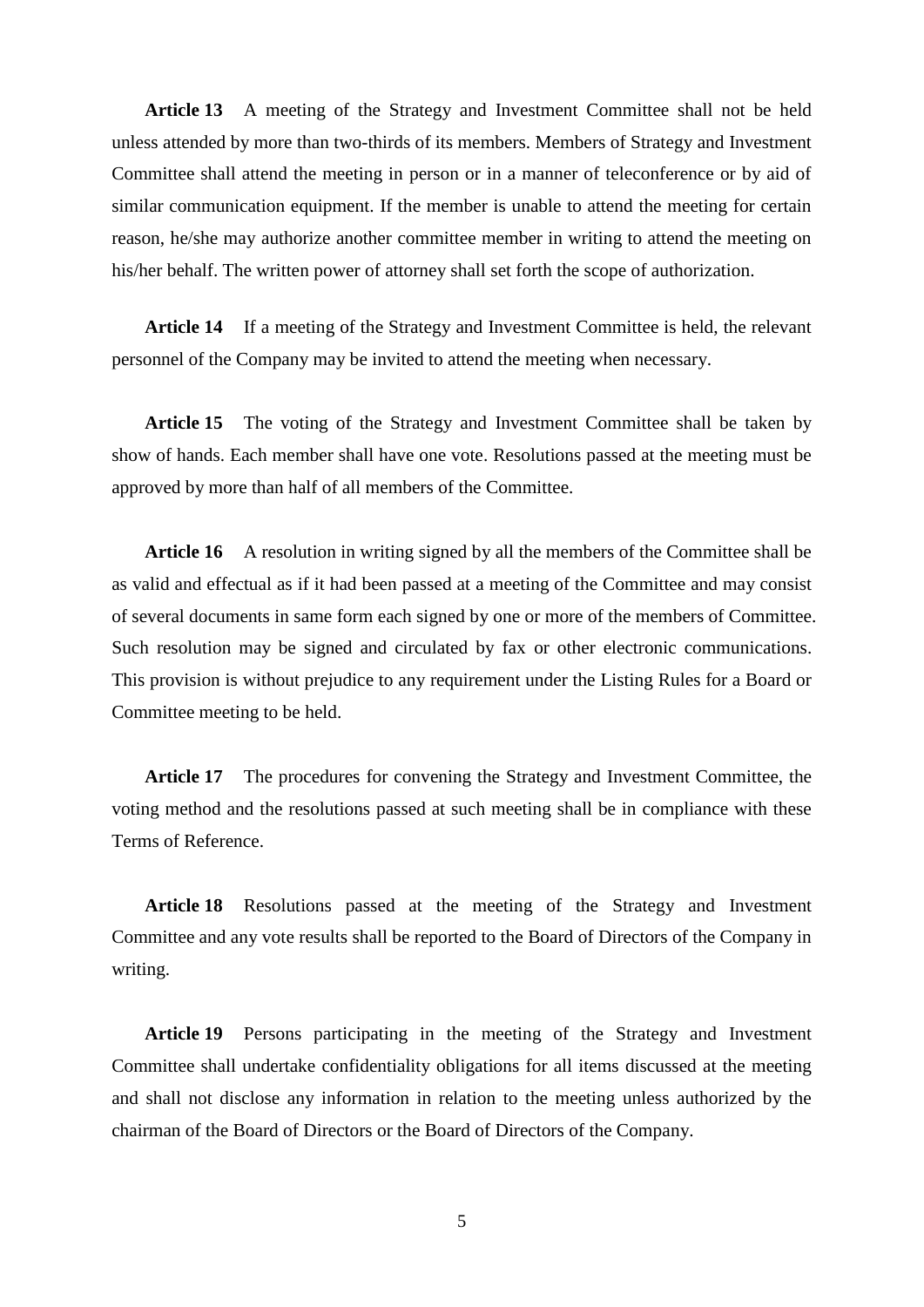**Article 13** A meeting of the Strategy and Investment Committee shall not be held unless attended by more than two-thirds of its members. Members of Strategy and Investment Committee shall attend the meeting in person or in a manner of teleconference or by aid of similar communication equipment. If the member is unable to attend the meeting for certain reason, he/she may authorize another committee member in writing to attend the meeting on his/her behalf. The written power of attorney shall set forth the scope of authorization.

**Article 14** If a meeting of the Strategy and Investment Committee is held, the relevant personnel of the Company may be invited to attend the meeting when necessary.

**Article 15** The voting of the Strategy and Investment Committee shall be taken by show of hands. Each member shall have one vote. Resolutions passed at the meeting must be approved by more than half of all members of the Committee.

**Article 16** A resolution in writing signed by all the members of the Committee shall be as valid and effectual as if it had been passed at a meeting of the Committee and may consist of several documents in same form each signed by one or more of the members of Committee. Such resolution may be signed and circulated by fax or other electronic communications. This provision is without prejudice to any requirement under the Listing Rules for a Board or Committee meeting to be held.

**Article 17** The procedures for convening the Strategy and Investment Committee, the voting method and the resolutions passed at such meeting shall be in compliance with these Terms of Reference.

**Article 18** Resolutions passed at the meeting of the Strategy and Investment Committee and any vote results shall be reported to the Board of Directors of the Company in writing.

**Article 19** Persons participating in the meeting of the Strategy and Investment Committee shall undertake confidentiality obligations for all items discussed at the meeting and shall not disclose any information in relation to the meeting unless authorized by the chairman of the Board of Directors or the Board of Directors of the Company.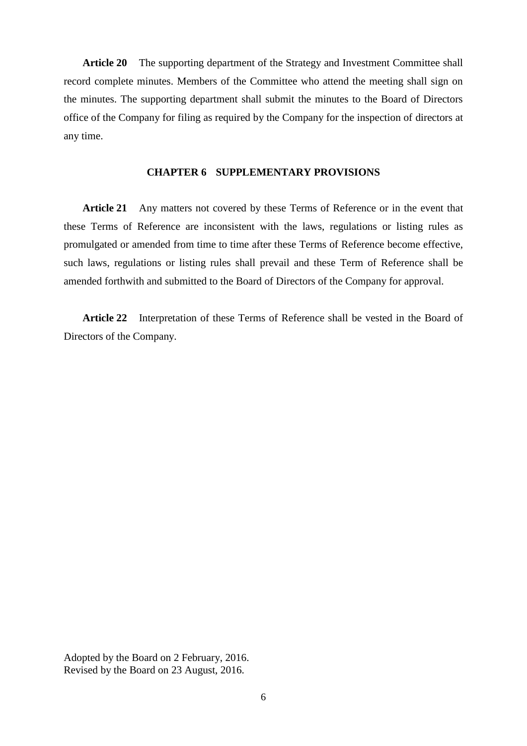**Article 20** The supporting department of the Strategy and Investment Committee shall record complete minutes. Members of the Committee who attend the meeting shall sign on the minutes. The supporting department shall submit the minutes to the Board of Directors office of the Company for filing as required by the Company for the inspection of directors at any time.

## CHAPTER 6 SUPPLEMENTARY PROVISIONS

**Article 21** Any matters not covered by these Terms of Reference or in the event that these Terms of Reference are inconsistent with the laws, regulations or listing rules as promulgated or amended from time to time after these Terms of Reference become effective, such laws, regulations or listing rules shall prevail and these Term of Reference shall be amended forthwith and submitted to the Board of Directors of the Company for approval.

**Article 22** Interpretation of these Terms of Reference shall be vested in the Board of Directors of the Company.

Adopted by the Board on 2 February, 2016.
Revised by the Board on 23 August, 2016.